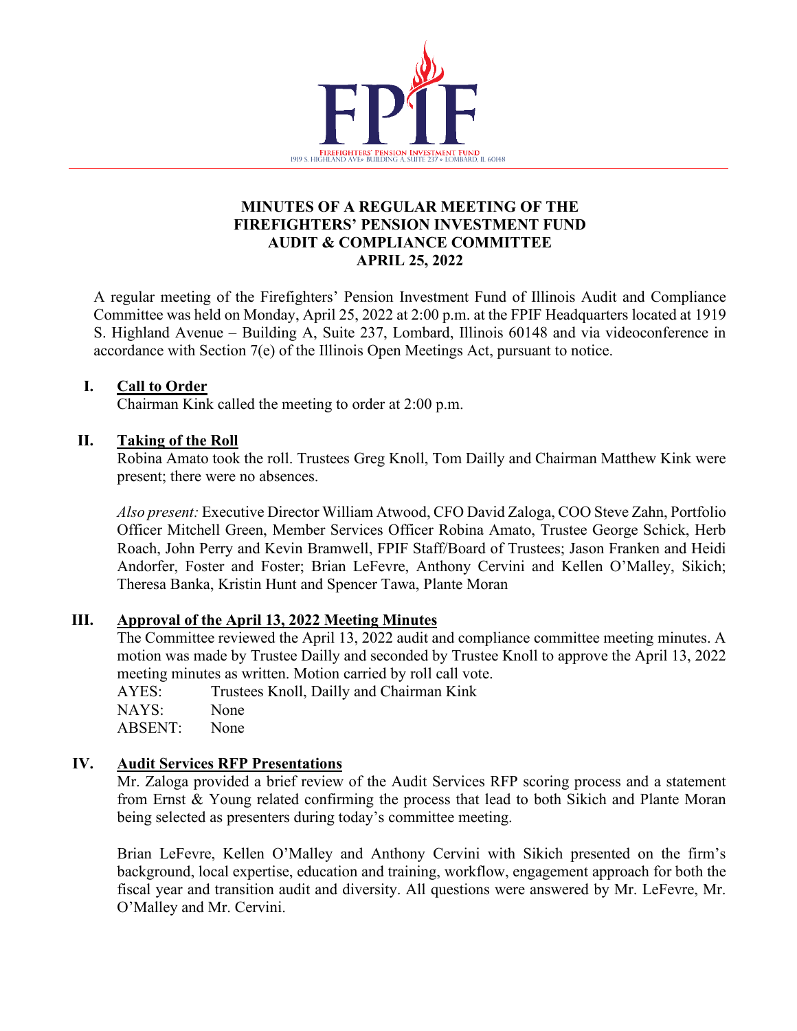# MINUTES OF A REGULAR MEETING OF THE FIREFIGHTERS' PENSION INVESTMENT FUND AUDIT & COMPLIANCE COMMITTEE APRIL 25, 2022

A regular meeting of the Firefighters' Pension Investment Fund of Illinois Audit and Compliance Committee was held on Monday, April 25, 2022 at 2:00 p.m. at the FPIF Headquarters located at 1919 S. Highland Avenue – Building A, Suite 237, Lombard, Illinois 60148 and via videoconference in accordance with Section 7(e) of the Illinois Open Meetings Act, pursuant to notice.

## I. Call to Order

Chairman Kink called the meeting to order at 2:00 p.m.

## II. Taking of the Roll

Robina Amato took the roll. Trustees Greg Knoll, Tom Dailly and Chairman Matthew Kink were present; there were no absences.

*Also present:* Executive Director William Atwood, CFO David Zaloga, COO Steve Zahn, Portfolio Officer Mitchell Green, Member Services Officer Robina Amato, Trustee George Schick, Herb Roach, John Perry and Kevin Bramwell, FPIF Staff/Board of Trustees; Jason Franken and Heidi Andorfer, Foster and Foster; Brian LeFevre, Anthony Cervini and Kellen O'Malley, Sikich; Theresa Banka, Kristin Hunt and Spencer Tawa, Plante Moran

## III. Approval of the April 13, 2022 Meeting Minutes

The Committee reviewed the April 13, 2022 audit and compliance committee meeting minutes. A motion was made by Trustee Dailly and seconded by Trustee Knoll to approve the April 13, 2022 meeting minutes as written. Motion carried by roll call vote.

AYES: Trustees Knoll, Dailly and Chairman Kink
NAYS: None
ABSENT: None

## IV. Audit Services RFP Presentations

Mr. Zaloga provided a brief review of the Audit Services RFP scoring process and a statement from Ernst & Young related confirming the process that lead to both Sikich and Plante Moran being selected as presenters during today's committee meeting.

Brian LeFevre, Kellen O'Malley and Anthony Cervini with Sikich presented on the firm's background, local expertise, education and training, workflow, engagement approach for both the fiscal year and transition audit and diversity. All questions were answered by Mr. LeFevre, Mr. O'Malley and Mr. Cervini.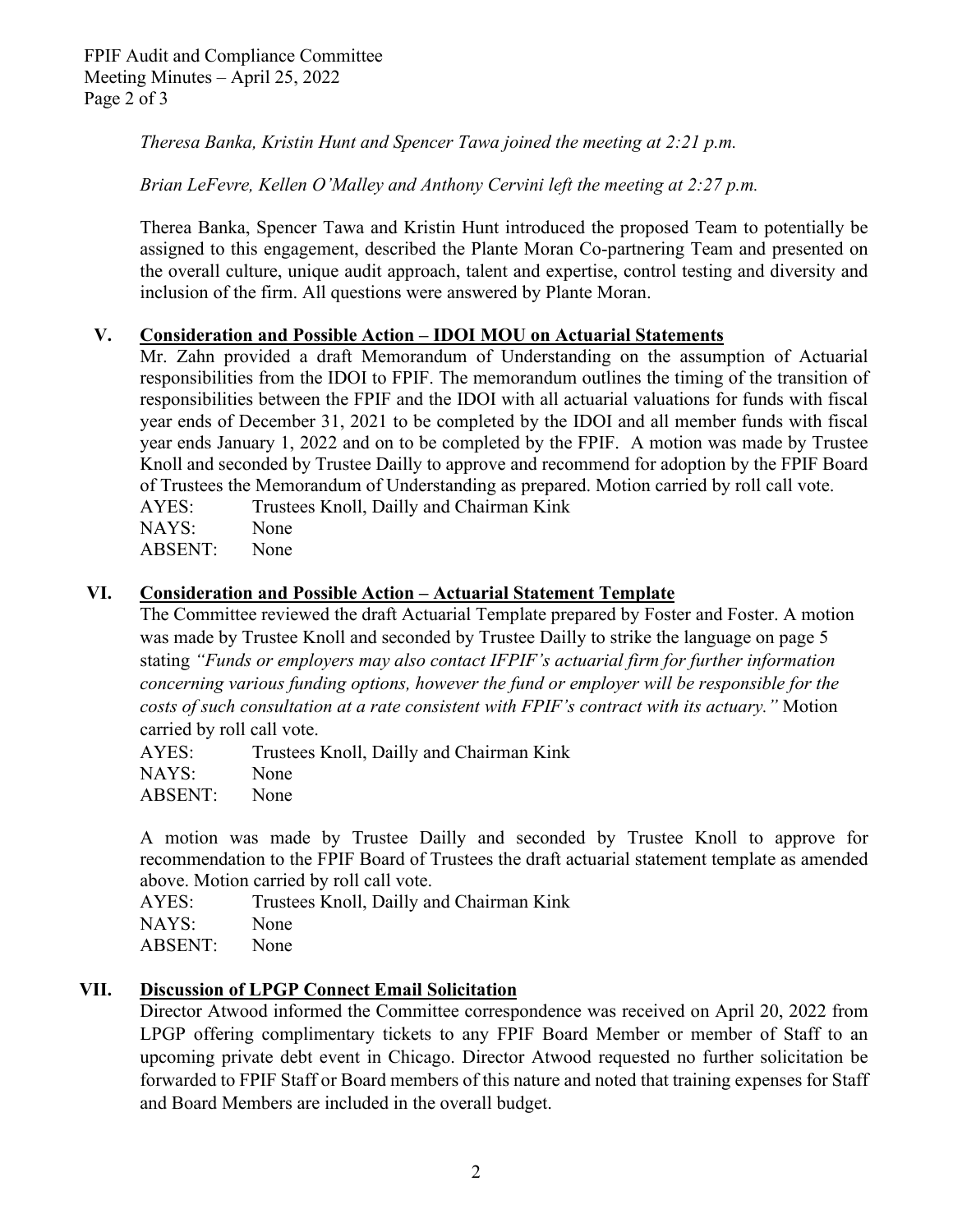*Theresa Banka, Kristin Hunt and Spencer Tawa joined the meeting at 2:21 p.m.*

*Brian LeFevre, Kellen O'Malley and Anthony Cervini left the meeting at 2:27 p.m.*

Therea Banka, Spencer Tawa and Kristin Hunt introduced the proposed Team to potentially be assigned to this engagement, described the Plante Moran Co-partnering Team and presented on the overall culture, unique audit approach, talent and expertise, control testing and diversity and inclusion of the firm. All questions were answered by Plante Moran.

## V. Consideration and Possible Action – IDOI MOU on Actuarial Statements

Mr. Zahn provided a draft Memorandum of Understanding on the assumption of Actuarial responsibilities from the IDOI to FPIF. The memorandum outlines the timing of the transition of responsibilities between the FPIF and the IDOI with all actuarial valuations for funds with fiscal year ends of December 31, 2021 to be completed by the IDOI and all member funds with fiscal year ends January 1, 2022 and on to be completed by the FPIF. A motion was made by Trustee Knoll and seconded by Trustee Dailly to approve and recommend for adoption by the FPIF Board of Trustees the Memorandum of Understanding as prepared. Motion carried by roll call vote.

AYES: Trustees Knoll, Dailly and Chairman Kink
NAYS: None
ABSENT: None

## VI. Consideration and Possible Action – Actuarial Statement Template

The Committee reviewed the draft Actuarial Template prepared by Foster and Foster. A motion was made by Trustee Knoll and seconded by Trustee Dailly to strike the language on page 5 stating *"Funds or employers may also contact IFPIF's actuarial firm for further information concerning various funding options, however the fund or employer will be responsible for the costs of such consultation at a rate consistent with FPIF's contract with its actuary."* Motion carried by roll call vote.

AYES: Trustees Knoll, Dailly and Chairman Kink
NAYS: None
ABSENT: None

A motion was made by Trustee Dailly and seconded by Trustee Knoll to approve for recommendation to the FPIF Board of Trustees the draft actuarial statement template as amended above. Motion carried by roll call vote.

AYES: Trustees Knoll, Dailly and Chairman Kink
NAYS: None
ABSENT: None

## VII. Discussion of LPGP Connect Email Solicitation

Director Atwood informed the Committee correspondence was received on April 20, 2022 from LPGP offering complimentary tickets to any FPIF Board Member or member of Staff to an upcoming private debt event in Chicago. Director Atwood requested no further solicitation be forwarded to FPIF Staff or Board members of this nature and noted that training expenses for Staff and Board Members are included in the overall budget.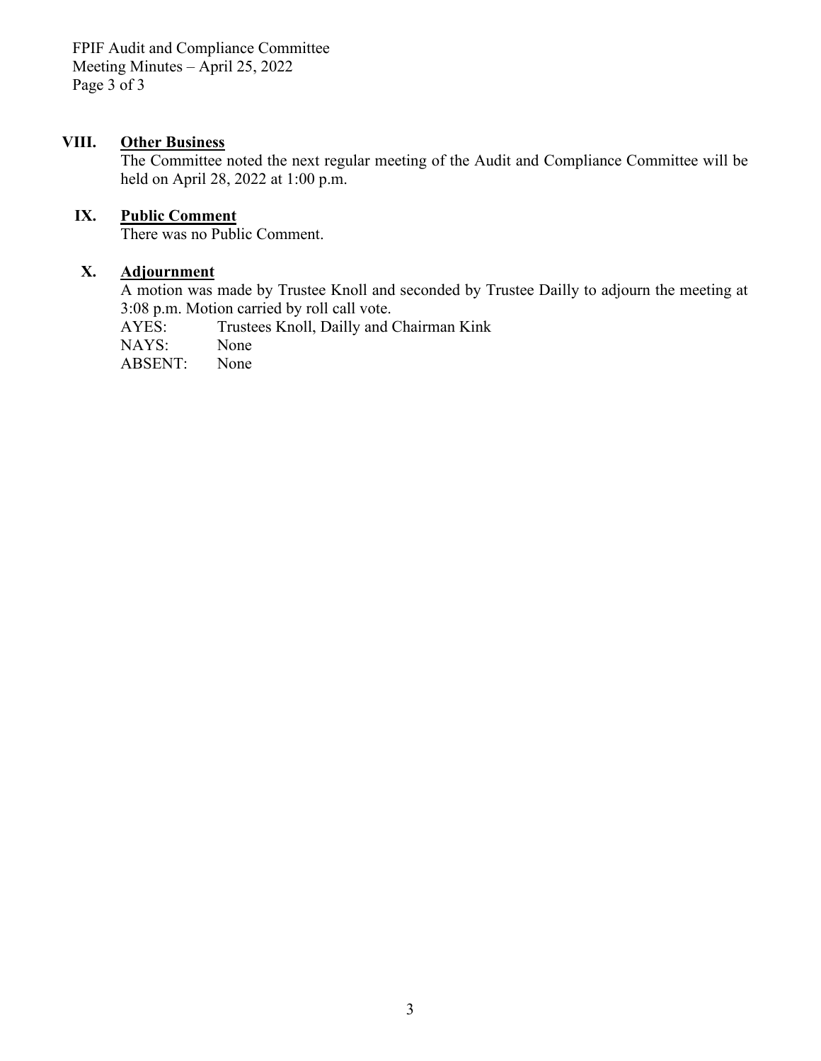## VIII. Other Business

The Committee noted the next regular meeting of the Audit and Compliance Committee will be held on April 28, 2022 at 1:00 p.m.

## IX. Public Comment

There was no Public Comment.

## X. Adjournment

A motion was made by Trustee Knoll and seconded by Trustee Dailly to adjourn the meeting at 3:08 p.m. Motion carried by roll call vote.

AYES: Trustees Knoll, Dailly and Chairman Kink
NAYS: None
ABSENT: None